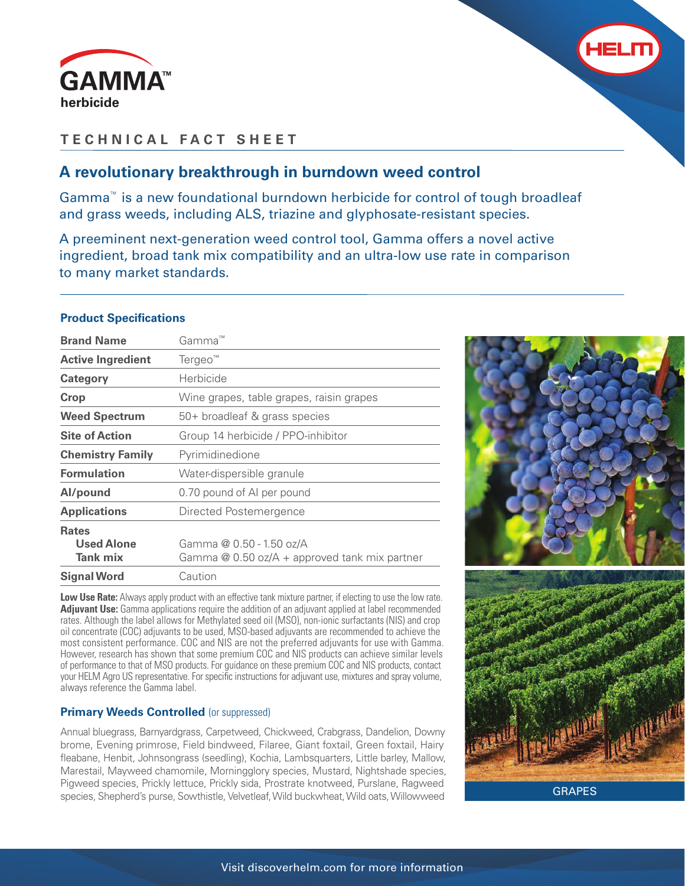# GAMMA™ herbicide

## TECHNICAL FACT SHEET

## A revolutionary breakthrough in burndown weed control

Gamma™ is a new foundational burndown herbicide for control of tough broadleaf and grass weeds, including ALS, triazine and glyphosate-resistant species.

A preeminent next-generation weed control tool, Gamma offers a novel active ingredient, broad tank mix compatibility and an ultra-low use rate in comparison to many market standards.

### Product Specifications

| | |
|---|---|
| **Brand Name** | Gamma™ |
| **Active Ingredient** | Tergeo™ |
| **Category** | Herbicide |
| **Crop** | Wine grapes, table grapes, raisin grapes |
| **Weed Spectrum** | 50+ broadleaf & grass species |
| **Site of Action** | Group 14 herbicide / PPO-inhibitor |
| **Chemistry Family** | Pyrimidinedione |
| **Formulation** | Water-dispersible granule |
| **AI/pound** | 0.70 pound of AI per pound |
| **Applications** | Directed Postemergence |
| **Rates** | |
| **Used Alone** | Gamma @ 0.50 - 1.50 oz/A |
| **Tank mix** | Gamma @ 0.50 oz/A + approved tank mix partner |
| **Signal Word** | Caution |

**Low Use Rate:** Always apply product with an effective tank mixture partner, if electing to use the low rate.
**Adjuvant Use:** Gamma applications require the addition of an adjuvant applied at label recommended rates. Although the label allows for Methylated seed oil (MSO), non-ionic surfactants (NIS) and crop oil concentrate (COC) adjuvants to be used, MSO-based adjuvants are recommended to achieve the most consistent performance. COC and NIS are not the preferred adjuvants for use with Gamma. However, research has shown that some premium COC and NIS products can achieve similar levels of performance to that of MSO products. For guidance on these premium COC and NIS products, contact your HELM Agro US representative. For specific instructions for adjuvant use, mixtures and spray volume, always reference the Gamma label.

### Primary Weeds Controlled (or suppressed)

Annual bluegrass, Barnyardgrass, Carpetweed, Chickweed, Crabgrass, Dandelion, Downy brome, Evening primrose, Field bindweed, Filaree, Giant foxtail, Green foxtail, Hairy fleabane, Henbit, Johnsongrass (seedling), Kochia, Lambsquarters, Little barley, Mallow, Marestail, Mayweed chamomile, Morningglory species, Mustard, Nightshade species, Pigweed species, Prickly lettuce, Prickly sida, Prostrate knotweed, Purslane, Ragweed species, Shepherd's purse, Sowthistle, Velvetleaf, Wild buckwheat, Wild oats, Willowweed

GRAPES

Visit discoverhelm.com for more information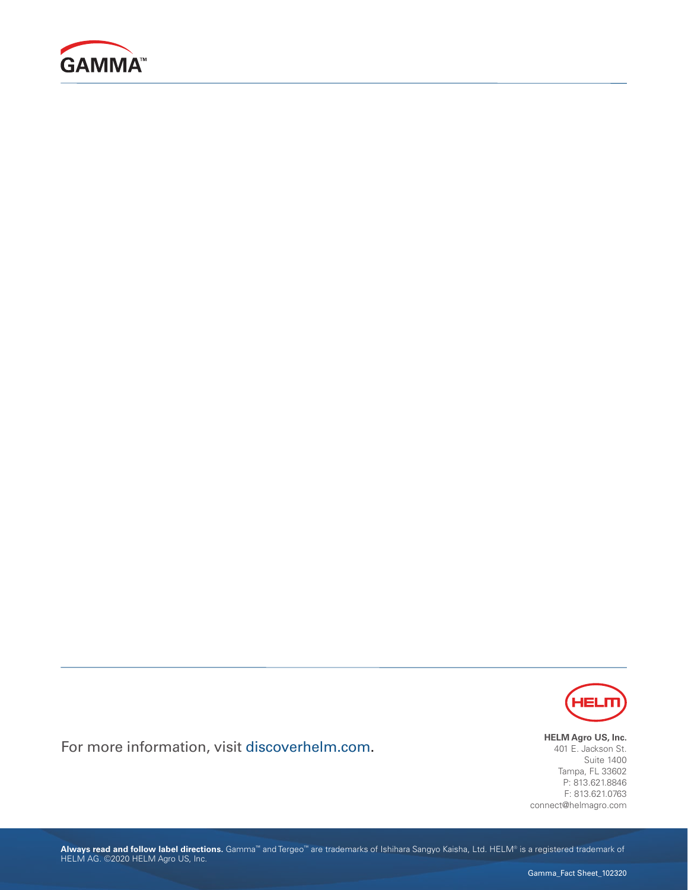GAMMA™

For more information, visit discoverhelm.com.

HELM

**HELM Agro US, Inc.**
401 E. Jackson St.
Suite 1400
Tampa, FL 33602
P: 813.621.8846
F: 813.621.0763
connect@helmagro.com

**Always read and follow label directions.** Gamma™ and Tergeo™ are trademarks of Ishihara Sangyo Kaisha, Ltd. HELM® is a registered trademark of HELM AG. ©2020 HELM Agro US, Inc.

Gamma_Fact Sheet_102320